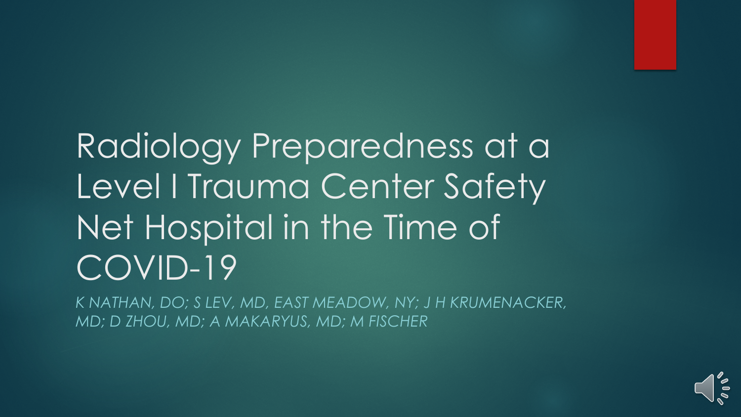# Radiology Preparedness at a Level I Trauma Center Safety Net Hospital in the Time of COVID-19

*K NATHAN, DO; S LEV, MD, EAST MEADOW, NY; J H KRUMENACKER, MD; D ZHOU, MD; A MAKARYUS, MD; M FISCHER*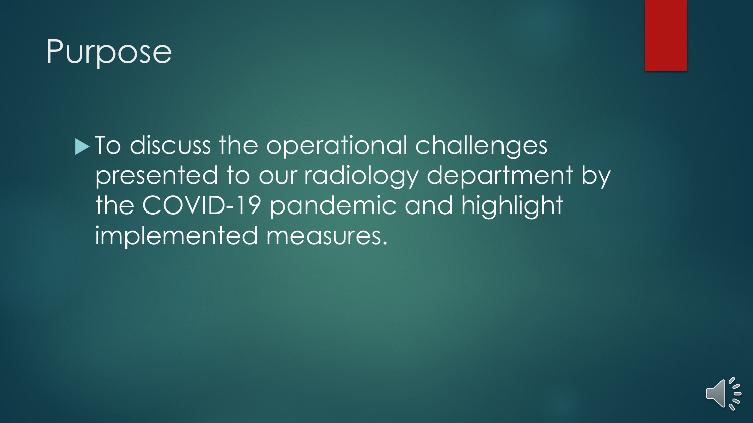# Purpose

- To discuss the operational challenges presented to our radiology department by the COVID-19 pandemic and highlight implemented measures.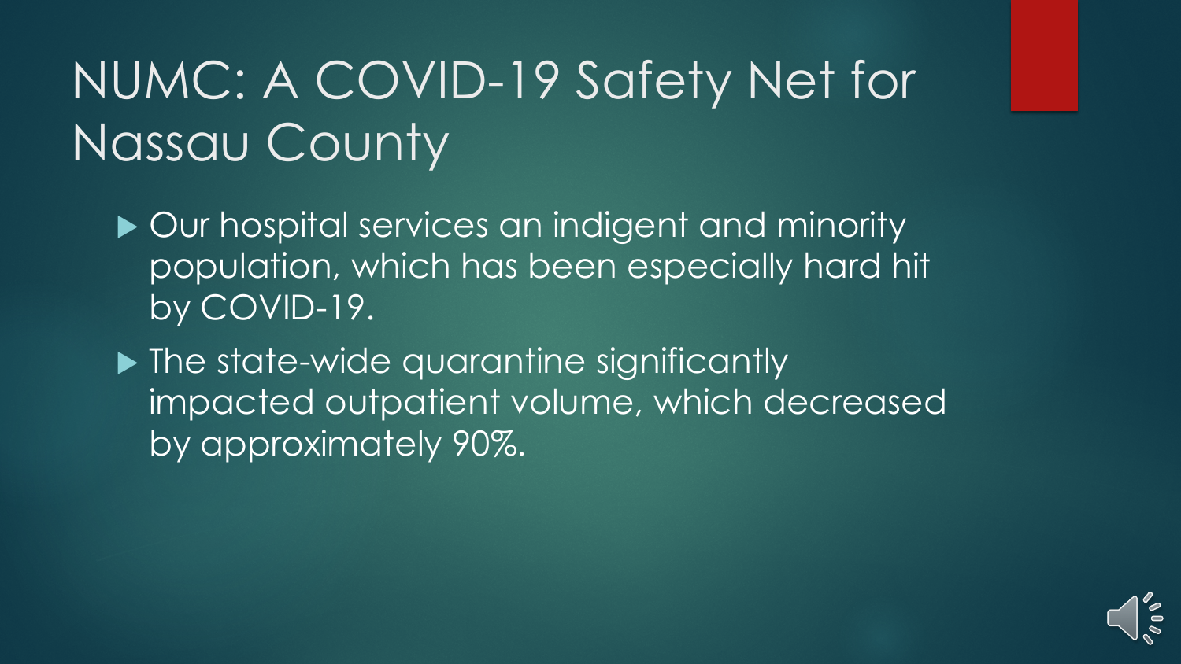# NUMC: A COVID-19 Safety Net for Nassau County

- Our hospital services an indigent and minority population, which has been especially hard hit by COVID-19.
- The state-wide quarantine significantly impacted outpatient volume, which decreased by approximately 90%.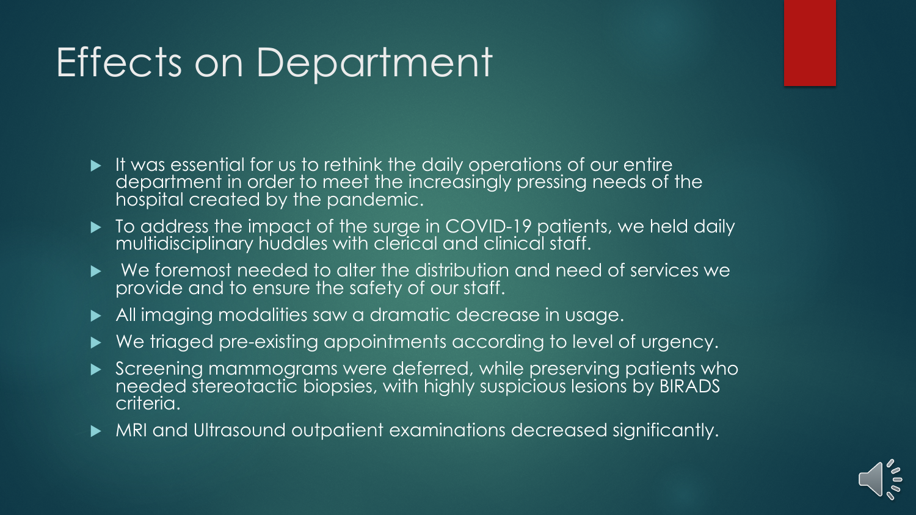# Effects on Department

- It was essential for us to rethink the daily operations of our entire department in order to meet the increasingly pressing needs of the hospital created by the pandemic.
- To address the impact of the surge in COVID-19 patients, we held daily multidisciplinary huddles with clerical and clinical staff.
- We foremost needed to alter the distribution and need of services we provide and to ensure the safety of our staff.
- All imaging modalities saw a dramatic decrease in usage.
- We triaged pre-existing appointments according to level of urgency.
- Screening mammograms were deferred, while preserving patients who needed stereotactic biopsies, with highly suspicious lesions by BIRADS criteria.
- MRI and Ultrasound outpatient examinations decreased significantly.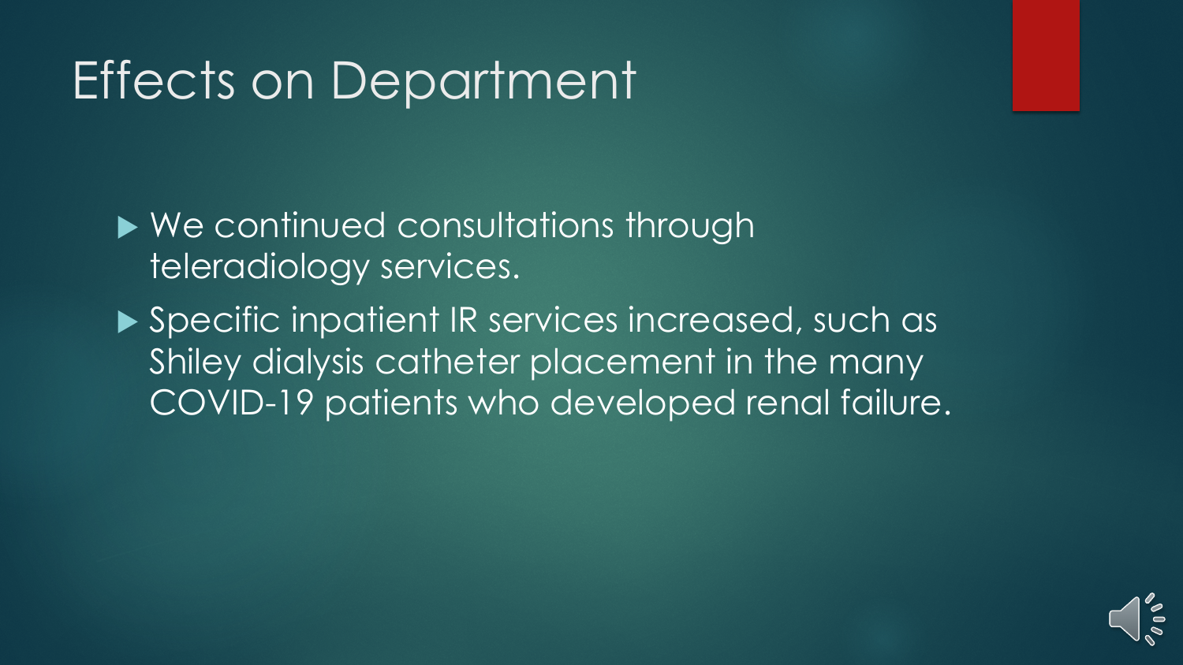# Effects on Department

- We continued consultations through teleradiology services.
- Specific inpatient IR services increased, such as Shiley dialysis catheter placement in the many COVID-19 patients who developed renal failure.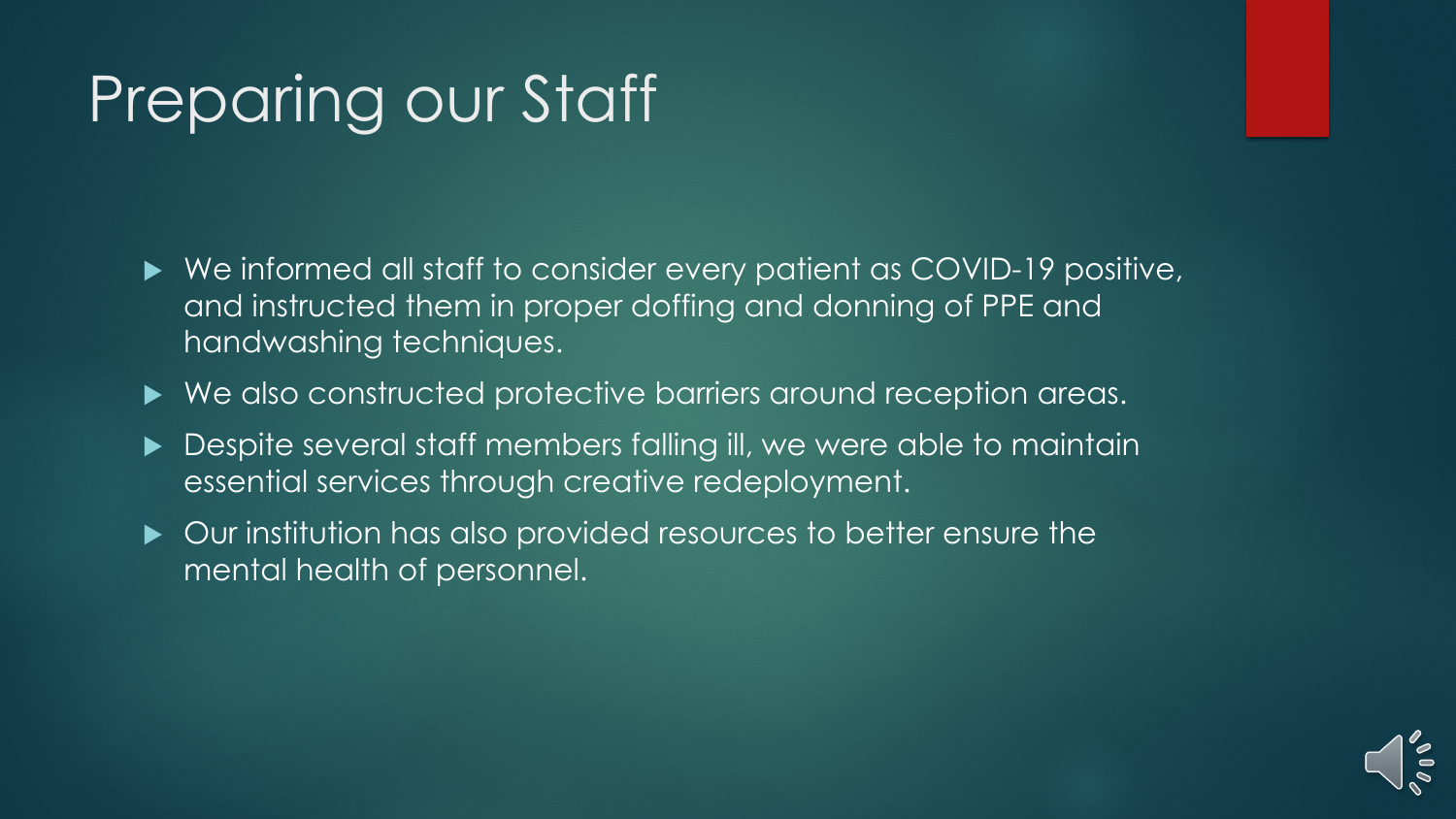# Preparing our Staff

- We informed all staff to consider every patient as COVID-19 positive, and instructed them in proper doffing and donning of PPE and handwashing techniques.
- We also constructed protective barriers around reception areas.
- Despite several staff members falling ill, we were able to maintain essential services through creative redeployment.
- Our institution has also provided resources to better ensure the mental health of personnel.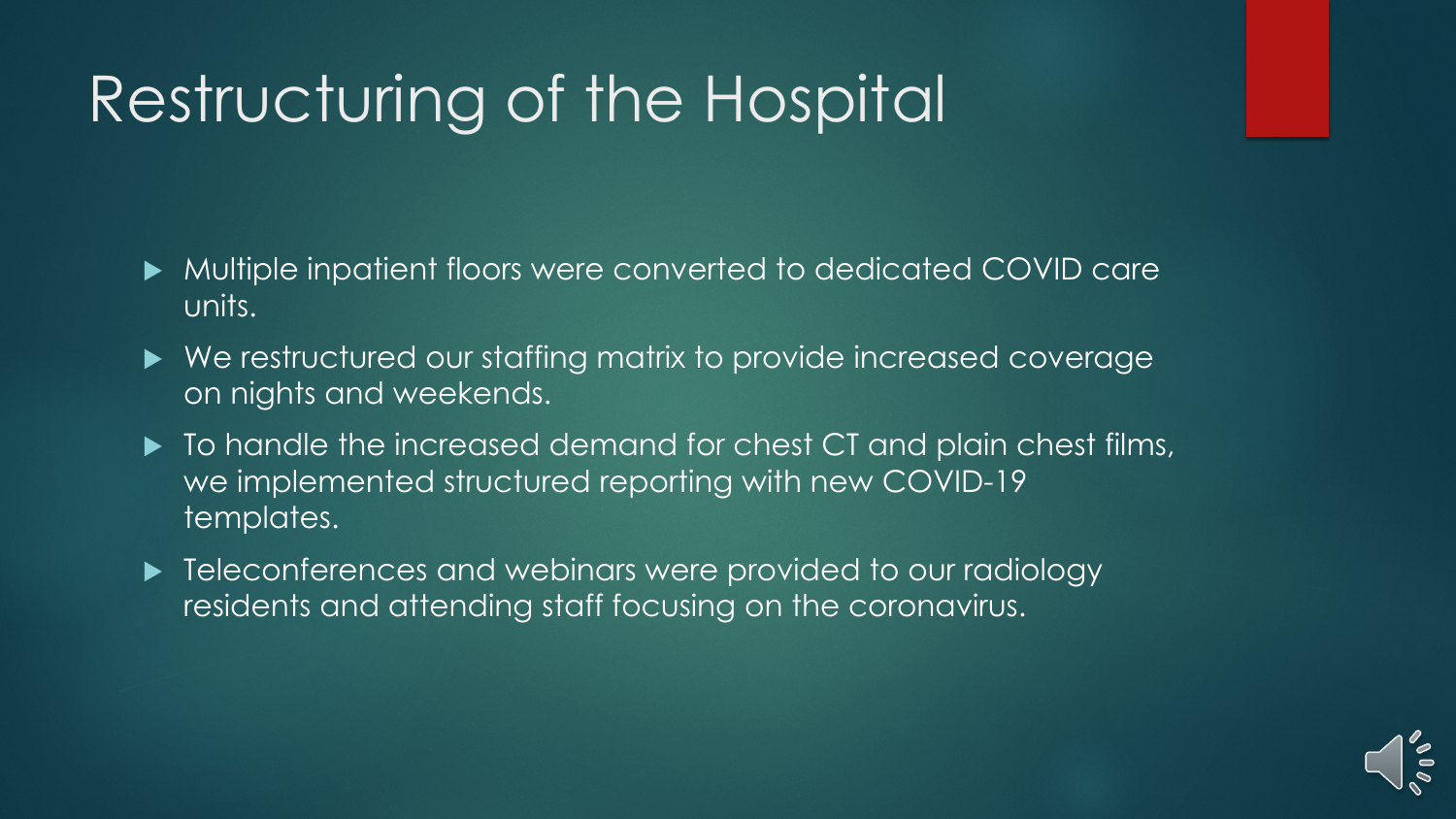# Restructuring of the Hospital

- Multiple inpatient floors were converted to dedicated COVID care units.
- We restructured our staffing matrix to provide increased coverage on nights and weekends.
- To handle the increased demand for chest CT and plain chest films, we implemented structured reporting with new COVID-19 templates.
- Teleconferences and webinars were provided to our radiology residents and attending staff focusing on the coronavirus.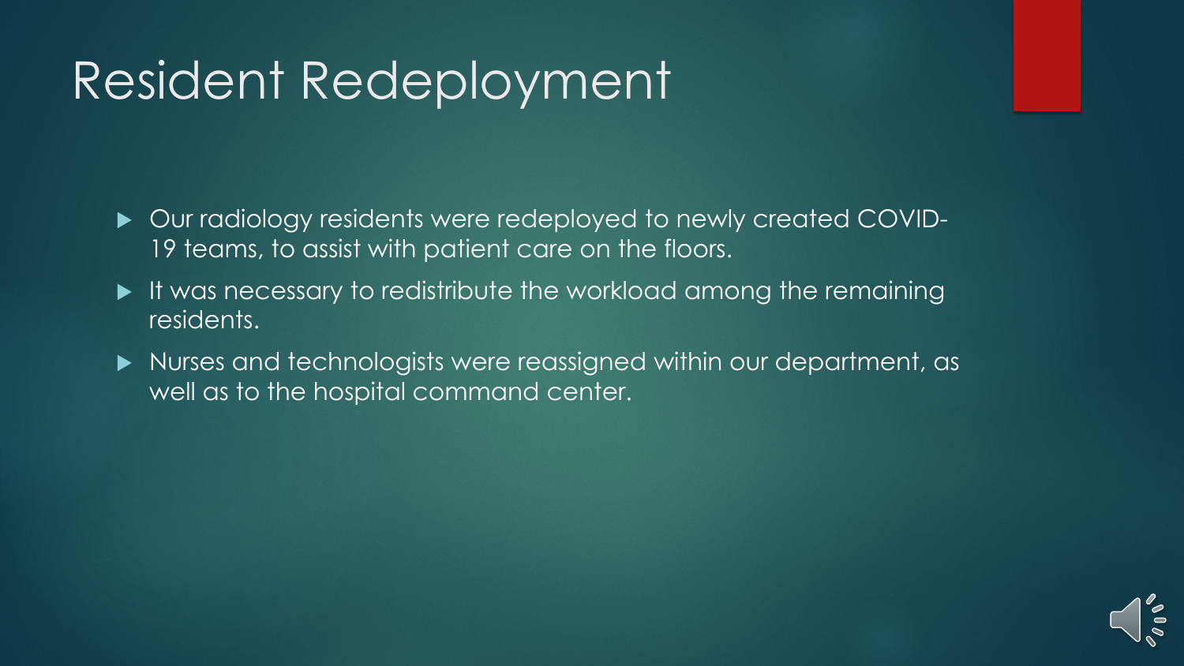# Resident Redeployment

- Our radiology residents were redeployed to newly created COVID-19 teams, to assist with patient care on the floors.
- It was necessary to redistribute the workload among the remaining residents.
- Nurses and technologists were reassigned within our department, as well as to the hospital command center.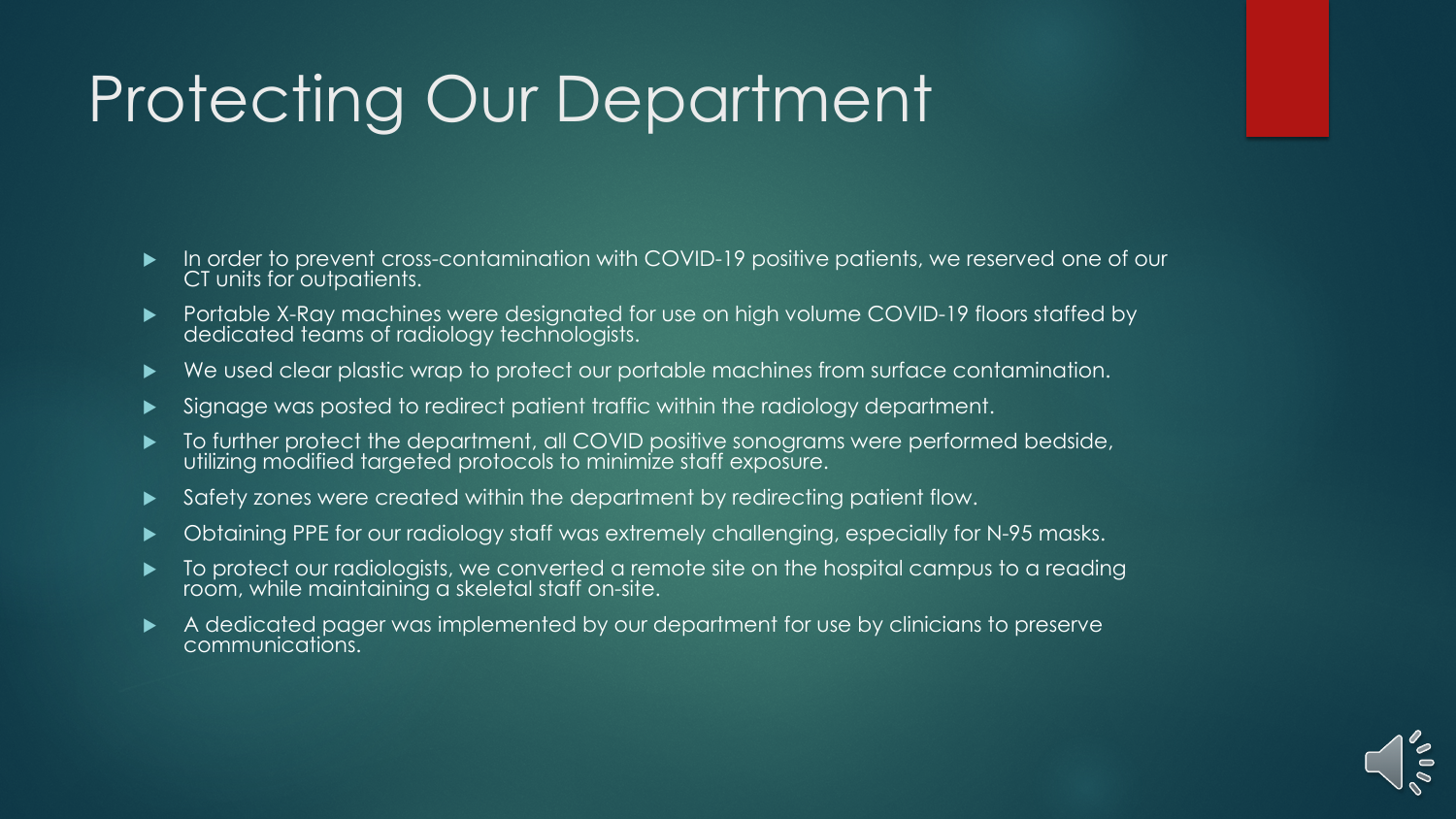# Protecting Our Department

- In order to prevent cross-contamination with COVID-19 positive patients, we reserved one of our CT units for outpatients.
- Portable X-Ray machines were designated for use on high volume COVID-19 floors staffed by dedicated teams of radiology technologists.
- We used clear plastic wrap to protect our portable machines from surface contamination.
- Signage was posted to redirect patient traffic within the radiology department.
- To further protect the department, all COVID positive sonograms were performed bedside, utilizing modified targeted protocols to minimize staff exposure.
- Safety zones were created within the department by redirecting patient flow.
- Obtaining PPE for our radiology staff was extremely challenging, especially for N-95 masks.
- To protect our radiologists, we converted a remote site on the hospital campus to a reading room, while maintaining a skeletal staff on-site.
- A dedicated pager was implemented by our department for use by clinicians to preserve communications.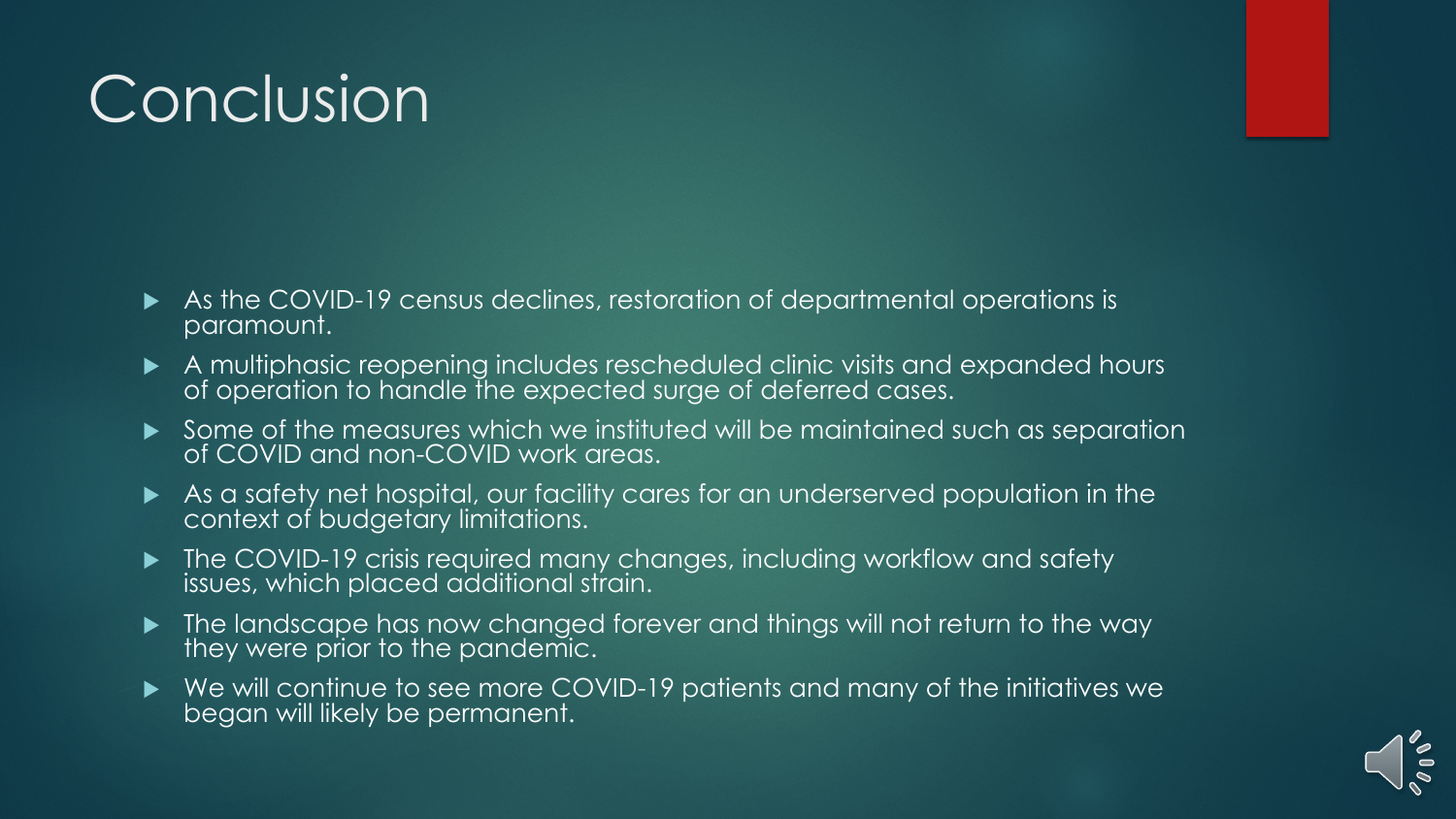# Conclusion

- As the COVID-19 census declines, restoration of departmental operations is paramount.
- A multiphasic reopening includes rescheduled clinic visits and expanded hours of operation to handle the expected surge of deferred cases.
- Some of the measures which we instituted will be maintained such as separation of COVID and non-COVID work areas.
- As a safety net hospital, our facility cares for an underserved population in the context of budgetary limitations.
- The COVID-19 crisis required many changes, including workflow and safety issues, which placed additional strain.
- The landscape has now changed forever and things will not return to the way they were prior to the pandemic.
- We will continue to see more COVID-19 patients and many of the initiatives we began will likely be permanent.